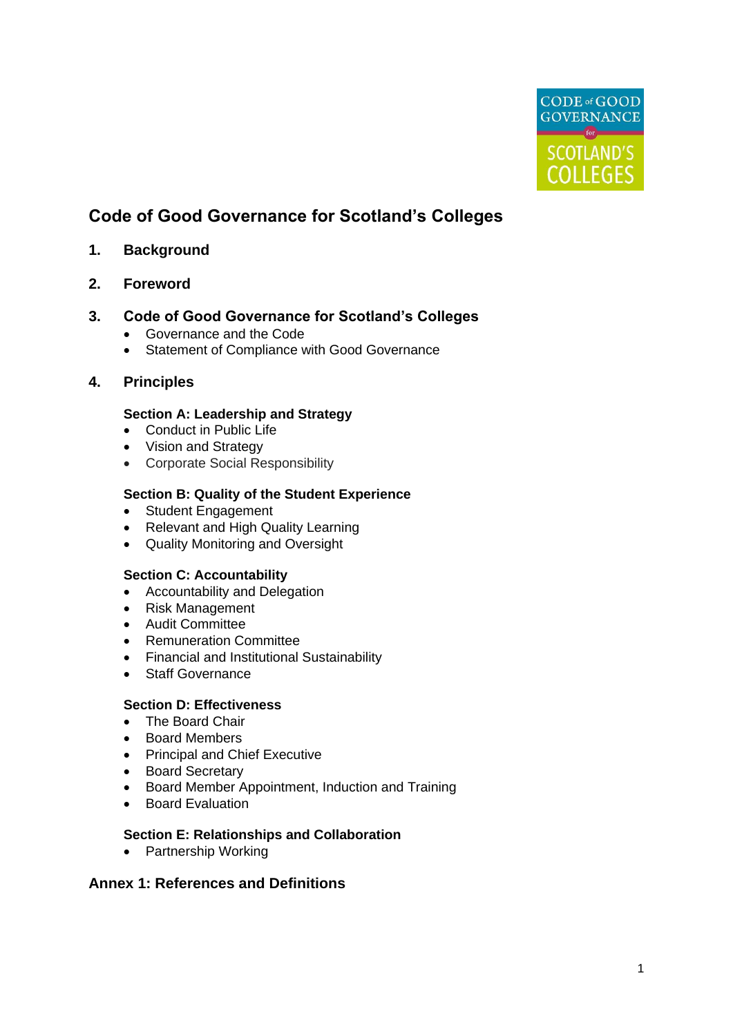CODE of GOOD GOVERNANCE for SCOTLAND'S COLLEGES

# Code of Good Governance for Scotland's Colleges

## 1. Background

## 2. Foreword

## 3. Code of Good Governance for Scotland's Colleges

- Governance and the Code
- Statement of Compliance with Good Governance

## 4. Principles

### Section A: Leadership and Strategy

- Conduct in Public Life
- Vision and Strategy
- Corporate Social Responsibility

### Section B: Quality of the Student Experience

- Student Engagement
- Relevant and High Quality Learning
- Quality Monitoring and Oversight

### Section C: Accountability

- Accountability and Delegation
- Risk Management
- Audit Committee
- Remuneration Committee
- Financial and Institutional Sustainability
- Staff Governance

### Section D: Effectiveness

- The Board Chair
- Board Members
- Principal and Chief Executive
- Board Secretary
- Board Member Appointment, Induction and Training
- Board Evaluation

### Section E: Relationships and Collaboration

- Partnership Working

## Annex 1: References and Definitions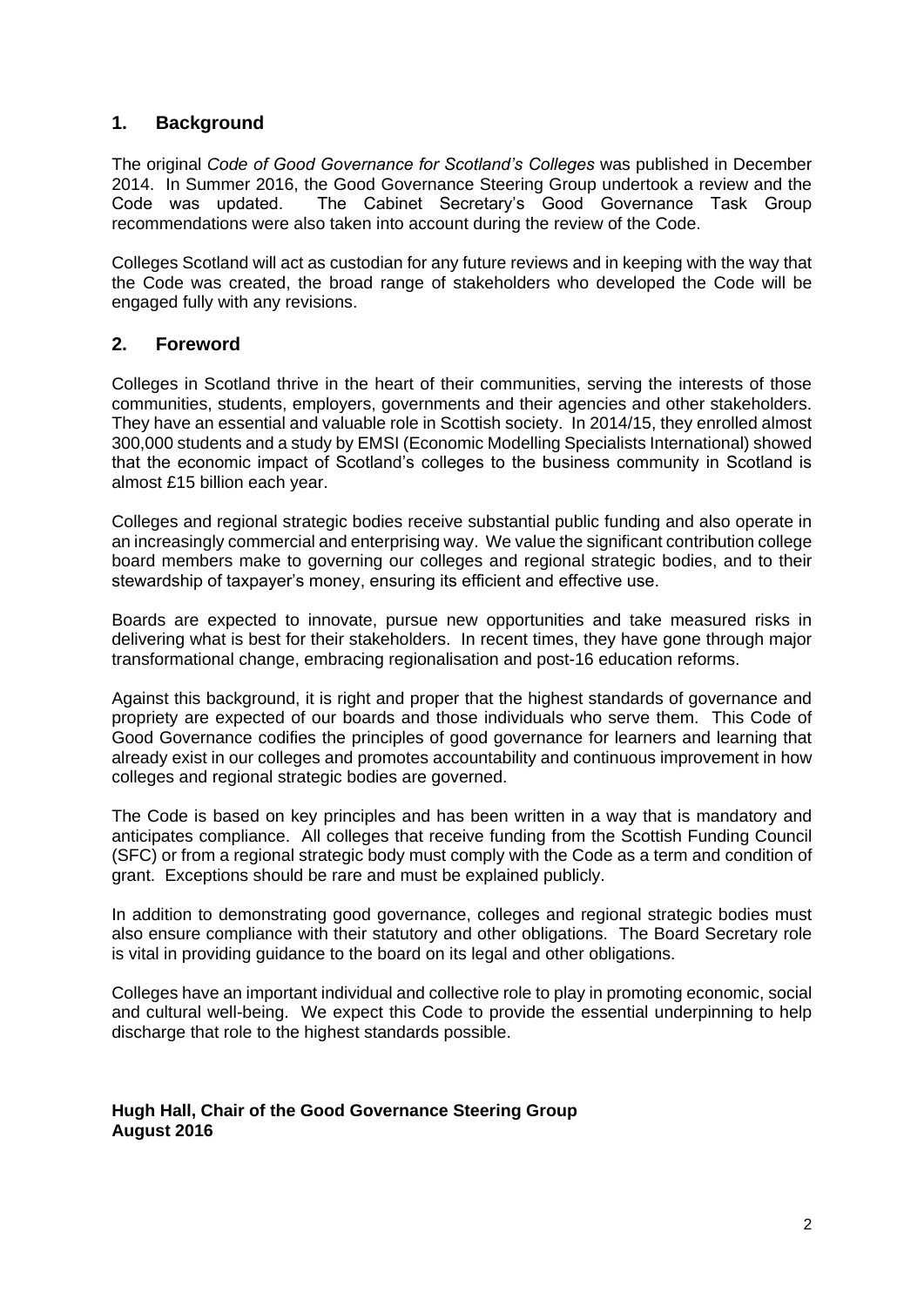## 1. Background

The original *Code of Good Governance for Scotland's Colleges* was published in December 2014. In Summer 2016, the Good Governance Steering Group undertook a review and the Code was updated. The Cabinet Secretary's Good Governance Task Group recommendations were also taken into account during the review of the Code.

Colleges Scotland will act as custodian for any future reviews and in keeping with the way that the Code was created, the broad range of stakeholders who developed the Code will be engaged fully with any revisions.

## 2. Foreword

Colleges in Scotland thrive in the heart of their communities, serving the interests of those communities, students, employers, governments and their agencies and other stakeholders. They have an essential and valuable role in Scottish society. In 2014/15, they enrolled almost 300,000 students and a study by EMSI (Economic Modelling Specialists International) showed that the economic impact of Scotland's colleges to the business community in Scotland is almost £15 billion each year.

Colleges and regional strategic bodies receive substantial public funding and also operate in an increasingly commercial and enterprising way. We value the significant contribution college board members make to governing our colleges and regional strategic bodies, and to their stewardship of taxpayer's money, ensuring its efficient and effective use.

Boards are expected to innovate, pursue new opportunities and take measured risks in delivering what is best for their stakeholders. In recent times, they have gone through major transformational change, embracing regionalisation and post-16 education reforms.

Against this background, it is right and proper that the highest standards of governance and propriety are expected of our boards and those individuals who serve them. This Code of Good Governance codifies the principles of good governance for learners and learning that already exist in our colleges and promotes accountability and continuous improvement in how colleges and regional strategic bodies are governed.

The Code is based on key principles and has been written in a way that is mandatory and anticipates compliance. All colleges that receive funding from the Scottish Funding Council (SFC) or from a regional strategic body must comply with the Code as a term and condition of grant. Exceptions should be rare and must be explained publicly.

In addition to demonstrating good governance, colleges and regional strategic bodies must also ensure compliance with their statutory and other obligations. The Board Secretary role is vital in providing guidance to the board on its legal and other obligations.

Colleges have an important individual and collective role to play in promoting economic, social and cultural well-being. We expect this Code to provide the essential underpinning to help discharge that role to the highest standards possible.

**Hugh Hall, Chair of the Good Governance Steering Group**
**August 2016**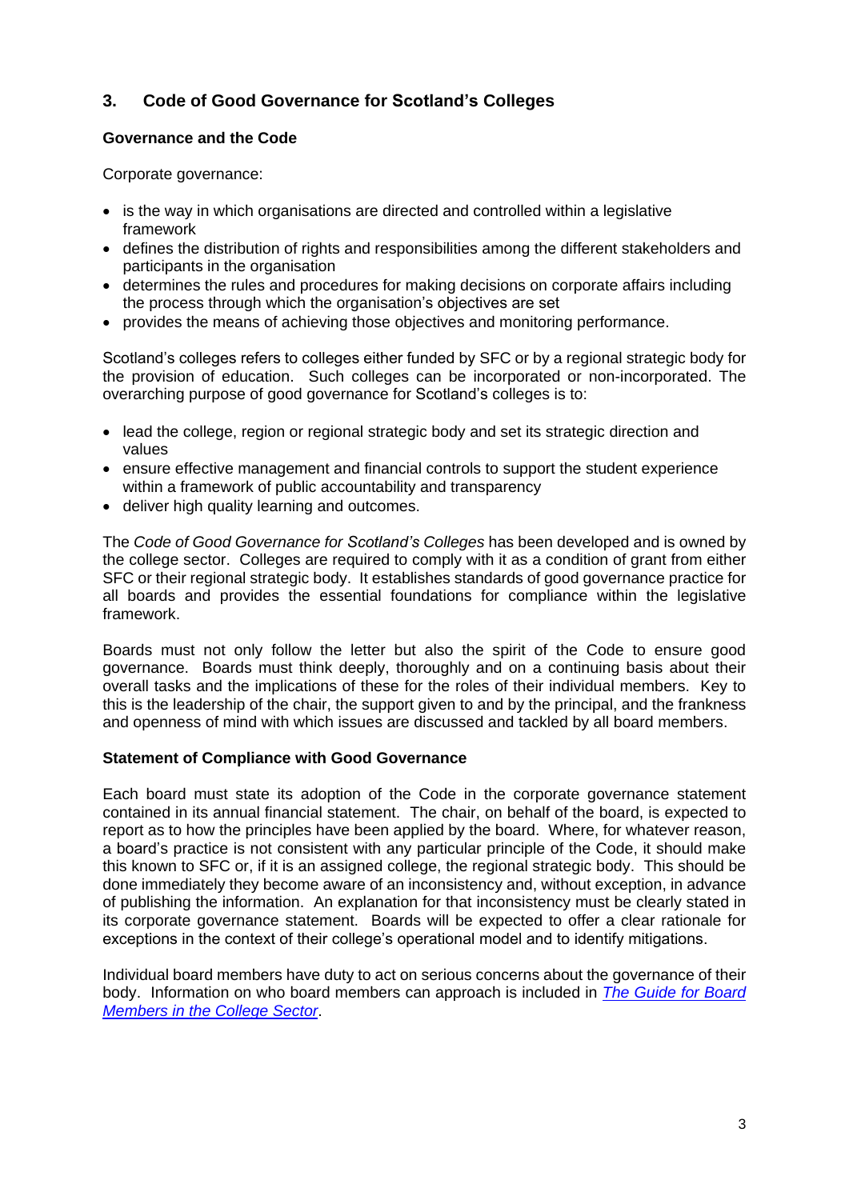## 3. Code of Good Governance for Scotland's Colleges

### Governance and the Code

Corporate governance:

- is the way in which organisations are directed and controlled within a legislative framework
- defines the distribution of rights and responsibilities among the different stakeholders and participants in the organisation
- determines the rules and procedures for making decisions on corporate affairs including the process through which the organisation's objectives are set
- provides the means of achieving those objectives and monitoring performance.

Scotland's colleges refers to colleges either funded by SFC or by a regional strategic body for the provision of education. Such colleges can be incorporated or non-incorporated. The overarching purpose of good governance for Scotland's colleges is to:

- lead the college, region or regional strategic body and set its strategic direction and values
- ensure effective management and financial controls to support the student experience within a framework of public accountability and transparency
- deliver high quality learning and outcomes.

The *Code of Good Governance for Scotland's Colleges* has been developed and is owned by the college sector. Colleges are required to comply with it as a condition of grant from either SFC or their regional strategic body. It establishes standards of good governance practice for all boards and provides the essential foundations for compliance within the legislative framework.

Boards must not only follow the letter but also the spirit of the Code to ensure good governance. Boards must think deeply, thoroughly and on a continuing basis about their overall tasks and the implications of these for the roles of their individual members. Key to this is the leadership of the chair, the support given to and by the principal, and the frankness and openness of mind with which issues are discussed and tackled by all board members.

### Statement of Compliance with Good Governance

Each board must state its adoption of the Code in the corporate governance statement contained in its annual financial statement. The chair, on behalf of the board, is expected to report as to how the principles have been applied by the board. Where, for whatever reason, a board's practice is not consistent with any particular principle of the Code, it should make this known to SFC or, if it is an assigned college, the regional strategic body. This should be done immediately they become aware of an inconsistency and, without exception, in advance of publishing the information. An explanation for that inconsistency must be clearly stated in its corporate governance statement. Boards will be expected to offer a clear rationale for exceptions in the context of their college's operational model and to identify mitigations.

Individual board members have duty to act on serious concerns about the governance of their body. Information on who board members can approach is included in *The Guide for Board Members in the College Sector*.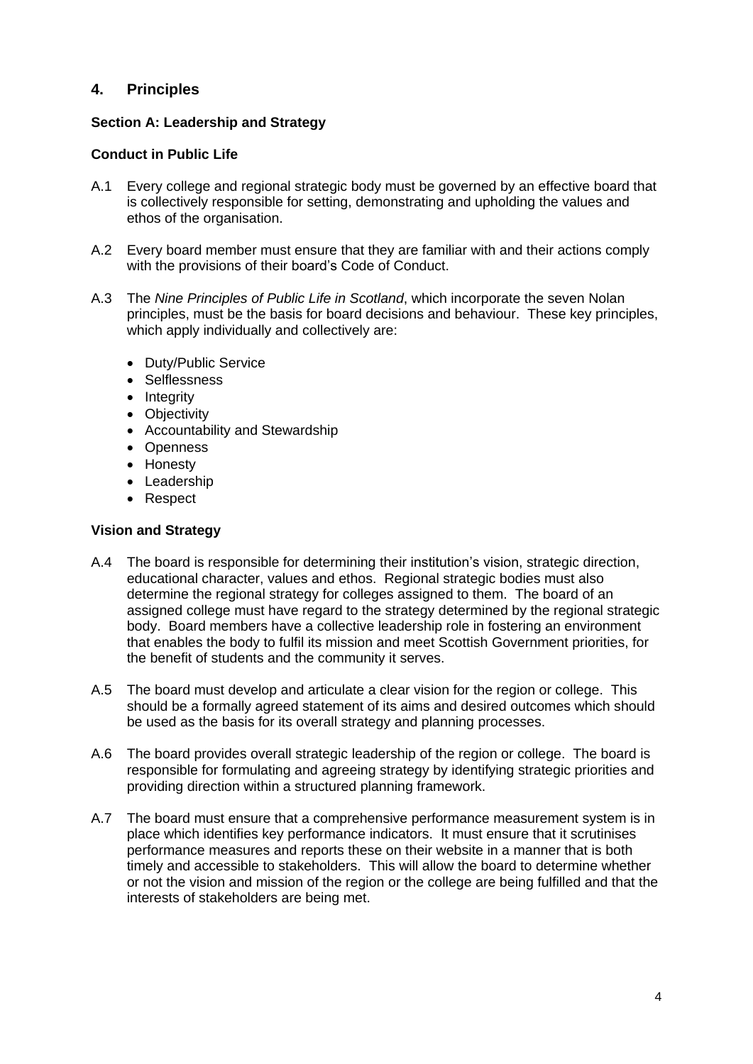## 4. Principles

### Section A: Leadership and Strategy

#### Conduct in Public Life

A.1 Every college and regional strategic body must be governed by an effective board that is collectively responsible for setting, demonstrating and upholding the values and ethos of the organisation.

A.2 Every board member must ensure that they are familiar with and their actions comply with the provisions of their board's Code of Conduct.

A.3 The *Nine Principles of Public Life in Scotland*, which incorporate the seven Nolan principles, must be the basis for board decisions and behaviour. These key principles, which apply individually and collectively are:

- Duty/Public Service
- Selflessness
- Integrity
- Objectivity
- Accountability and Stewardship
- Openness
- Honesty
- Leadership
- Respect

#### Vision and Strategy

A.4 The board is responsible for determining their institution's vision, strategic direction, educational character, values and ethos. Regional strategic bodies must also determine the regional strategy for colleges assigned to them. The board of an assigned college must have regard to the strategy determined by the regional strategic body. Board members have a collective leadership role in fostering an environment that enables the body to fulfil its mission and meet Scottish Government priorities, for the benefit of students and the community it serves.

A.5 The board must develop and articulate a clear vision for the region or college. This should be a formally agreed statement of its aims and desired outcomes which should be used as the basis for its overall strategy and planning processes.

A.6 The board provides overall strategic leadership of the region or college. The board is responsible for formulating and agreeing strategy by identifying strategic priorities and providing direction within a structured planning framework.

A.7 The board must ensure that a comprehensive performance measurement system is in place which identifies key performance indicators. It must ensure that it scrutinises performance measures and reports these on their website in a manner that is both timely and accessible to stakeholders. This will allow the board to determine whether or not the vision and mission of the region or the college are being fulfilled and that the interests of stakeholders are being met.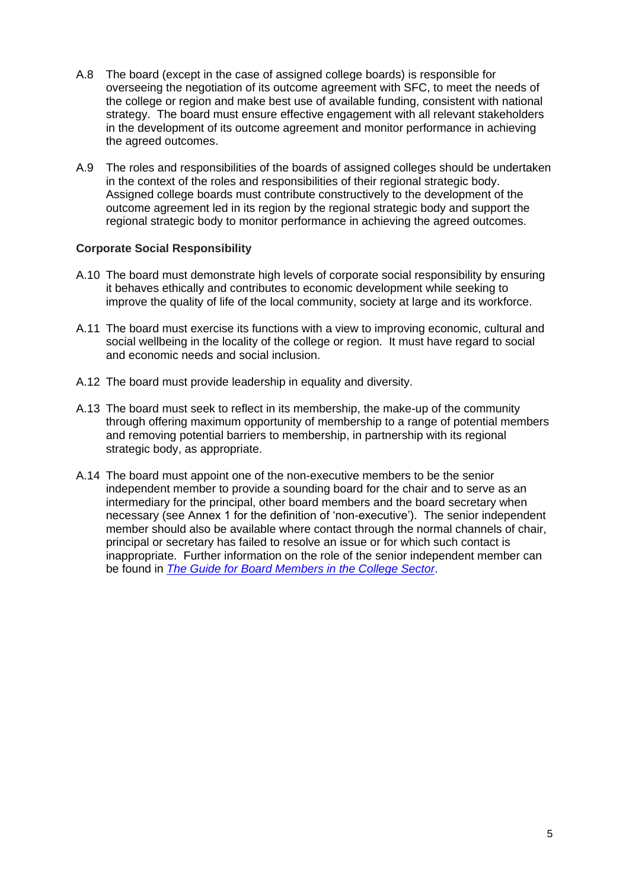A.8 The board (except in the case of assigned college boards) is responsible for overseeing the negotiation of its outcome agreement with SFC, to meet the needs of the college or region and make best use of available funding, consistent with national strategy. The board must ensure effective engagement with all relevant stakeholders in the development of its outcome agreement and monitor performance in achieving the agreed outcomes.

A.9 The roles and responsibilities of the boards of assigned colleges should be undertaken in the context of the roles and responsibilities of their regional strategic body. Assigned college boards must contribute constructively to the development of the outcome agreement led in its region by the regional strategic body and support the regional strategic body to monitor performance in achieving the agreed outcomes.

**Corporate Social Responsibility**

A.10 The board must demonstrate high levels of corporate social responsibility by ensuring it behaves ethically and contributes to economic development while seeking to improve the quality of life of the local community, society at large and its workforce.

A.11 The board must exercise its functions with a view to improving economic, cultural and social wellbeing in the locality of the college or region. It must have regard to social and economic needs and social inclusion.

A.12 The board must provide leadership in equality and diversity.

A.13 The board must seek to reflect in its membership, the make-up of the community through offering maximum opportunity of membership to a range of potential members and removing potential barriers to membership, in partnership with its regional strategic body, as appropriate.

A.14 The board must appoint one of the non-executive members to be the senior independent member to provide a sounding board for the chair and to serve as an intermediary for the principal, other board members and the board secretary when necessary (see Annex 1 for the definition of 'non-executive'). The senior independent member should also be available where contact through the normal channels of chair, principal or secretary has failed to resolve an issue or for which such contact is inappropriate. Further information on the role of the senior independent member can be found in *The Guide for Board Members in the College Sector*.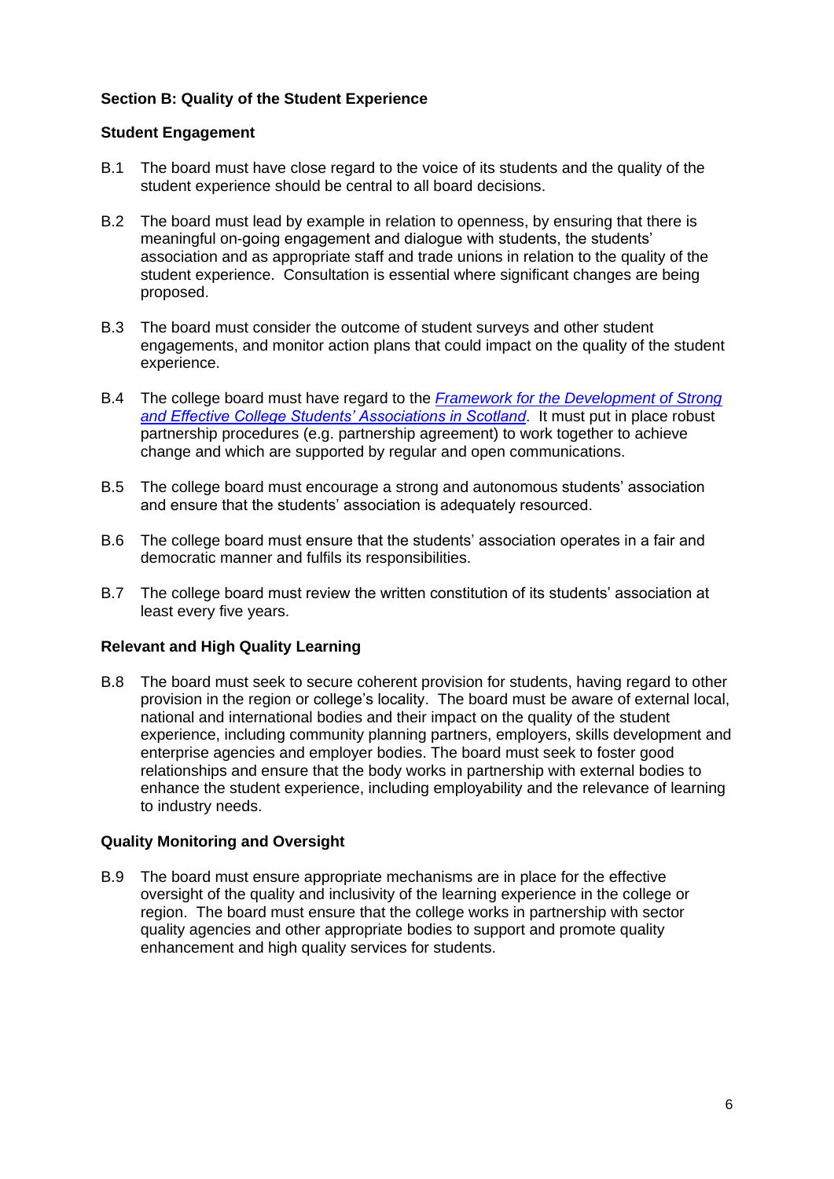**Section B: Quality of the Student Experience**

**Student Engagement**

B.1 The board must have close regard to the voice of its students and the quality of the student experience should be central to all board decisions.

B.2 The board must lead by example in relation to openness, by ensuring that there is meaningful on-going engagement and dialogue with students, the students' association and as appropriate staff and trade unions in relation to the quality of the student experience. Consultation is essential where significant changes are being proposed.

B.3 The board must consider the outcome of student surveys and other student engagements, and monitor action plans that could impact on the quality of the student experience.

B.4 The college board must have regard to the *Framework for the Development of Strong and Effective College Students' Associations in Scotland*. It must put in place robust partnership procedures (e.g. partnership agreement) to work together to achieve change and which are supported by regular and open communications.

B.5 The college board must encourage a strong and autonomous students' association and ensure that the students' association is adequately resourced.

B.6 The college board must ensure that the students' association operates in a fair and democratic manner and fulfils its responsibilities.

B.7 The college board must review the written constitution of its students' association at least every five years.

**Relevant and High Quality Learning**

B.8 The board must seek to secure coherent provision for students, having regard to other provision in the region or college's locality. The board must be aware of external local, national and international bodies and their impact on the quality of the student experience, including community planning partners, employers, skills development and enterprise agencies and employer bodies. The board must seek to foster good relationships and ensure that the body works in partnership with external bodies to enhance the student experience, including employability and the relevance of learning to industry needs.

**Quality Monitoring and Oversight**

B.9 The board must ensure appropriate mechanisms are in place for the effective oversight of the quality and inclusivity of the learning experience in the college or region. The board must ensure that the college works in partnership with sector quality agencies and other appropriate bodies to support and promote quality enhancement and high quality services for students.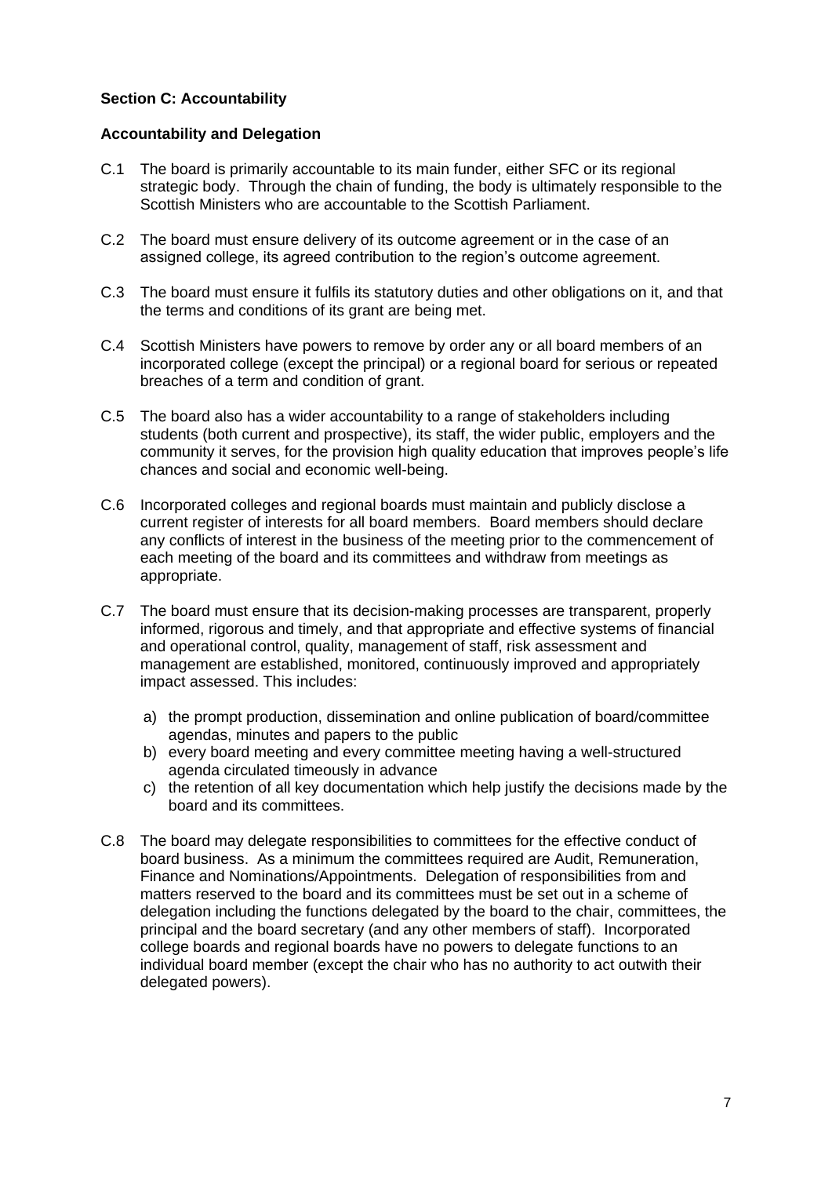**Section C: Accountability**

**Accountability and Delegation**

C.1 The board is primarily accountable to its main funder, either SFC or its regional strategic body. Through the chain of funding, the body is ultimately responsible to the Scottish Ministers who are accountable to the Scottish Parliament.

C.2 The board must ensure delivery of its outcome agreement or in the case of an assigned college, its agreed contribution to the region's outcome agreement.

C.3 The board must ensure it fulfils its statutory duties and other obligations on it, and that the terms and conditions of its grant are being met.

C.4 Scottish Ministers have powers to remove by order any or all board members of an incorporated college (except the principal) or a regional board for serious or repeated breaches of a term and condition of grant.

C.5 The board also has a wider accountability to a range of stakeholders including students (both current and prospective), its staff, the wider public, employers and the community it serves, for the provision high quality education that improves people's life chances and social and economic well-being.

C.6 Incorporated colleges and regional boards must maintain and publicly disclose a current register of interests for all board members. Board members should declare any conflicts of interest in the business of the meeting prior to the commencement of each meeting of the board and its committees and withdraw from meetings as appropriate.

C.7 The board must ensure that its decision-making processes are transparent, properly informed, rigorous and timely, and that appropriate and effective systems of financial and operational control, quality, management of staff, risk assessment and management are established, monitored, continuously improved and appropriately impact assessed. This includes:

a) the prompt production, dissemination and online publication of board/committee agendas, minutes and papers to the public
b) every board meeting and every committee meeting having a well-structured agenda circulated timeously in advance
c) the retention of all key documentation which help justify the decisions made by the board and its committees.

C.8 The board may delegate responsibilities to committees for the effective conduct of board business. As a minimum the committees required are Audit, Remuneration, Finance and Nominations/Appointments. Delegation of responsibilities from and matters reserved to the board and its committees must be set out in a scheme of delegation including the functions delegated by the board to the chair, committees, the principal and the board secretary (and any other members of staff). Incorporated college boards and regional boards have no powers to delegate functions to an individual board member (except the chair who has no authority to act outwith their delegated powers).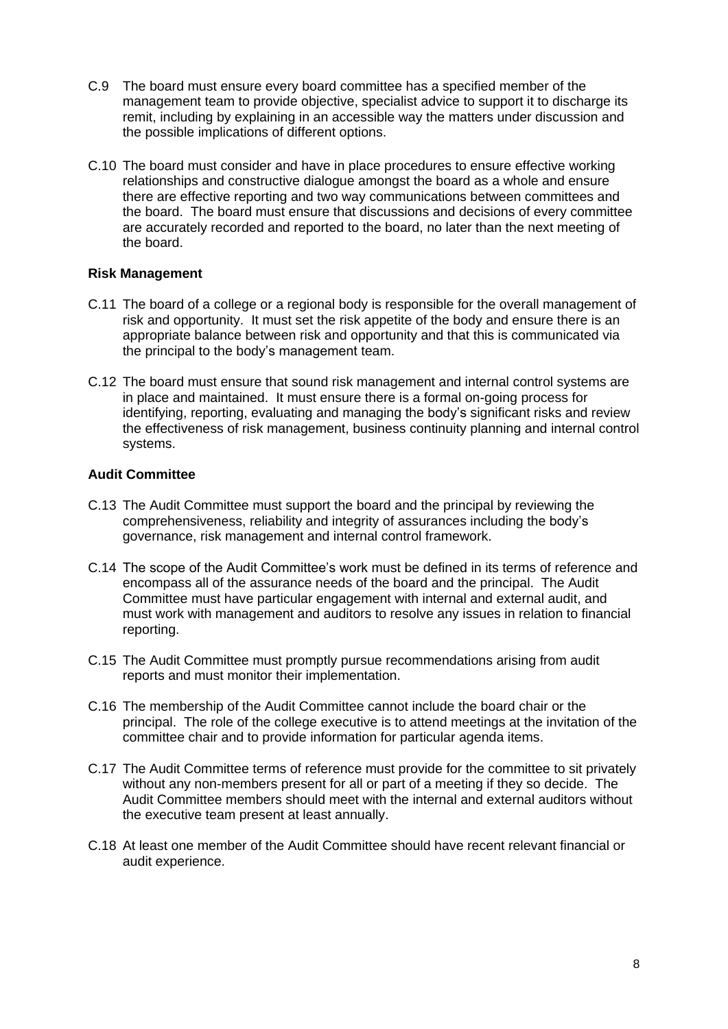C.9 The board must ensure every board committee has a specified member of the management team to provide objective, specialist advice to support it to discharge its remit, including by explaining in an accessible way the matters under discussion and the possible implications of different options.

C.10 The board must consider and have in place procedures to ensure effective working relationships and constructive dialogue amongst the board as a whole and ensure there are effective reporting and two way communications between committees and the board. The board must ensure that discussions and decisions of every committee are accurately recorded and reported to the board, no later than the next meeting of the board.

**Risk Management**

C.11 The board of a college or a regional body is responsible for the overall management of risk and opportunity. It must set the risk appetite of the body and ensure there is an appropriate balance between risk and opportunity and that this is communicated via the principal to the body's management team.

C.12 The board must ensure that sound risk management and internal control systems are in place and maintained. It must ensure there is a formal on-going process for identifying, reporting, evaluating and managing the body's significant risks and review the effectiveness of risk management, business continuity planning and internal control systems.

**Audit Committee**

C.13 The Audit Committee must support the board and the principal by reviewing the comprehensiveness, reliability and integrity of assurances including the body's governance, risk management and internal control framework.

C.14 The scope of the Audit Committee's work must be defined in its terms of reference and encompass all of the assurance needs of the board and the principal. The Audit Committee must have particular engagement with internal and external audit, and must work with management and auditors to resolve any issues in relation to financial reporting.

C.15 The Audit Committee must promptly pursue recommendations arising from audit reports and must monitor their implementation.

C.16 The membership of the Audit Committee cannot include the board chair or the principal. The role of the college executive is to attend meetings at the invitation of the committee chair and to provide information for particular agenda items.

C.17 The Audit Committee terms of reference must provide for the committee to sit privately without any non-members present for all or part of a meeting if they so decide. The Audit Committee members should meet with the internal and external auditors without the executive team present at least annually.

C.18 At least one member of the Audit Committee should have recent relevant financial or audit experience.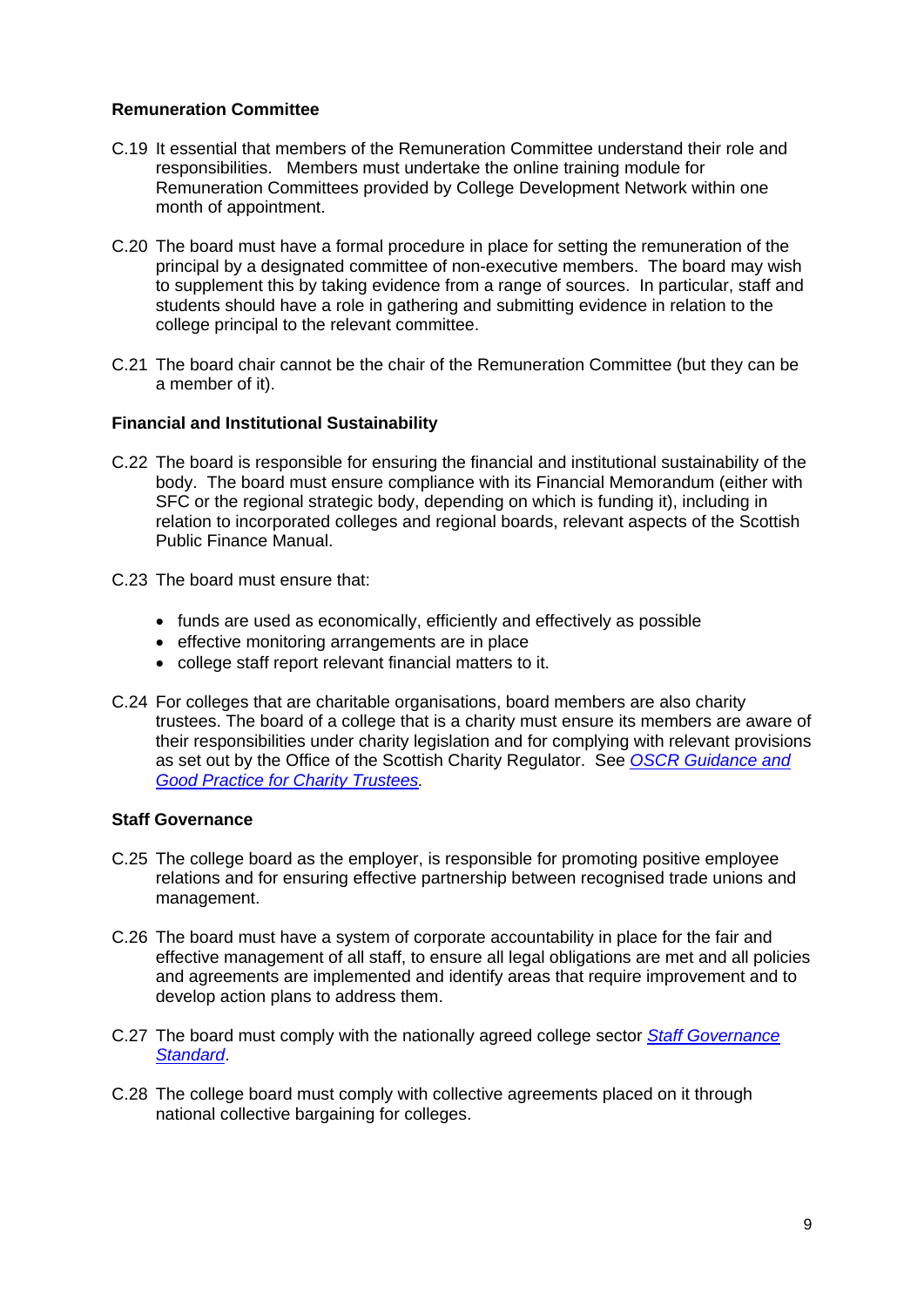### Remuneration Committee

C.19 It essential that members of the Remuneration Committee understand their role and responsibilities. Members must undertake the online training module for Remuneration Committees provided by College Development Network within one month of appointment.

C.20 The board must have a formal procedure in place for setting the remuneration of the principal by a designated committee of non-executive members. The board may wish to supplement this by taking evidence from a range of sources. In particular, staff and students should have a role in gathering and submitting evidence in relation to the college principal to the relevant committee.

C.21 The board chair cannot be the chair of the Remuneration Committee (but they can be a member of it).

### Financial and Institutional Sustainability

C.22 The board is responsible for ensuring the financial and institutional sustainability of the body. The board must ensure compliance with its Financial Memorandum (either with SFC or the regional strategic body, depending on which is funding it), including in relation to incorporated colleges and regional boards, relevant aspects of the Scottish Public Finance Manual.

C.23 The board must ensure that:

- funds are used as economically, efficiently and effectively as possible
- effective monitoring arrangements are in place
- college staff report relevant financial matters to it.

C.24 For colleges that are charitable organisations, board members are also charity trustees. The board of a college that is a charity must ensure its members are aware of their responsibilities under charity legislation and for complying with relevant provisions as set out by the Office of the Scottish Charity Regulator. See *OSCR Guidance and Good Practice for Charity Trustees.*

### Staff Governance

C.25 The college board as the employer, is responsible for promoting positive employee relations and for ensuring effective partnership between recognised trade unions and management.

C.26 The board must have a system of corporate accountability in place for the fair and effective management of all staff, to ensure all legal obligations are met and all policies and agreements are implemented and identify areas that require improvement and to develop action plans to address them.

C.27 The board must comply with the nationally agreed college sector *Staff Governance Standard*.

C.28 The college board must comply with collective agreements placed on it through national collective bargaining for colleges.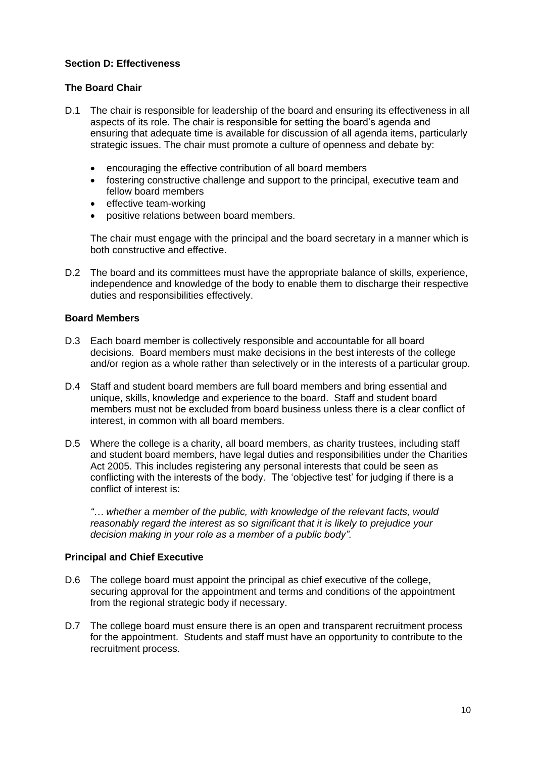## Section D: Effectiveness

### The Board Chair

D.1 The chair is responsible for leadership of the board and ensuring its effectiveness in all aspects of its role. The chair is responsible for setting the board's agenda and ensuring that adequate time is available for discussion of all agenda items, particularly strategic issues. The chair must promote a culture of openness and debate by:

- encouraging the effective contribution of all board members
- fostering constructive challenge and support to the principal, executive team and fellow board members
- effective team-working
- positive relations between board members.

The chair must engage with the principal and the board secretary in a manner which is both constructive and effective.

D.2 The board and its committees must have the appropriate balance of skills, experience, independence and knowledge of the body to enable them to discharge their respective duties and responsibilities effectively.

### Board Members

D.3 Each board member is collectively responsible and accountable for all board decisions. Board members must make decisions in the best interests of the college and/or region as a whole rather than selectively or in the interests of a particular group.

D.4 Staff and student board members are full board members and bring essential and unique, skills, knowledge and experience to the board. Staff and student board members must not be excluded from board business unless there is a clear conflict of interest, in common with all board members.

D.5 Where the college is a charity, all board members, as charity trustees, including staff and student board members, have legal duties and responsibilities under the Charities Act 2005. This includes registering any personal interests that could be seen as conflicting with the interests of the body. The 'objective test' for judging if there is a conflict of interest is:

*"… whether a member of the public, with knowledge of the relevant facts, would reasonably regard the interest as so significant that it is likely to prejudice your decision making in your role as a member of a public body".*

### Principal and Chief Executive

D.6 The college board must appoint the principal as chief executive of the college, securing approval for the appointment and terms and conditions of the appointment from the regional strategic body if necessary.

D.7 The college board must ensure there is an open and transparent recruitment process for the appointment. Students and staff must have an opportunity to contribute to the recruitment process.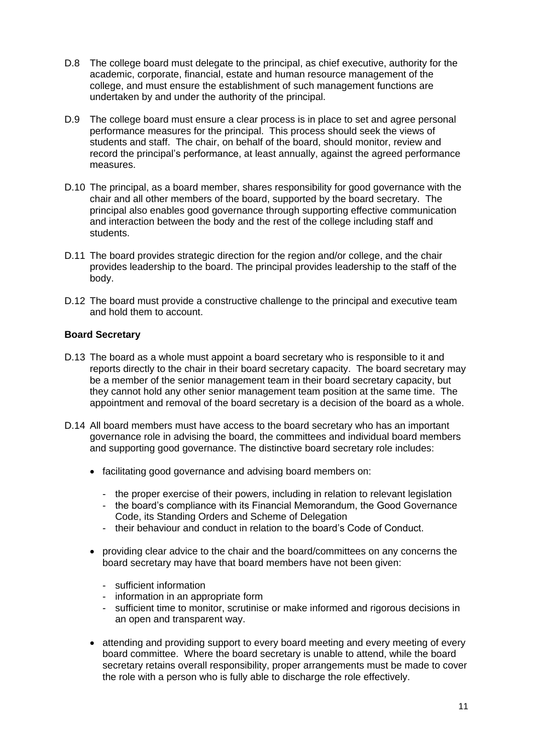D.8 The college board must delegate to the principal, as chief executive, authority for the academic, corporate, financial, estate and human resource management of the college, and must ensure the establishment of such management functions are undertaken by and under the authority of the principal.

D.9 The college board must ensure a clear process is in place to set and agree personal performance measures for the principal. This process should seek the views of students and staff. The chair, on behalf of the board, should monitor, review and record the principal's performance, at least annually, against the agreed performance measures.

D.10 The principal, as a board member, shares responsibility for good governance with the chair and all other members of the board, supported by the board secretary. The principal also enables good governance through supporting effective communication and interaction between the body and the rest of the college including staff and students.

D.11 The board provides strategic direction for the region and/or college, and the chair provides leadership to the board. The principal provides leadership to the staff of the body.

D.12 The board must provide a constructive challenge to the principal and executive team and hold them to account.

**Board Secretary**

D.13 The board as a whole must appoint a board secretary who is responsible to it and reports directly to the chair in their board secretary capacity. The board secretary may be a member of the senior management team in their board secretary capacity, but they cannot hold any other senior management team position at the same time. The appointment and removal of the board secretary is a decision of the board as a whole.

D.14 All board members must have access to the board secretary who has an important governance role in advising the board, the committees and individual board members and supporting good governance. The distinctive board secretary role includes:

- facilitating good governance and advising board members on:
  - the proper exercise of their powers, including in relation to relevant legislation
  - the board's compliance with its Financial Memorandum, the Good Governance Code, its Standing Orders and Scheme of Delegation
  - their behaviour and conduct in relation to the board's Code of Conduct.
- providing clear advice to the chair and the board/committees on any concerns the board secretary may have that board members have not been given:
  - sufficient information
  - information in an appropriate form
  - sufficient time to monitor, scrutinise or make informed and rigorous decisions in an open and transparent way.
- attending and providing support to every board meeting and every meeting of every board committee. Where the board secretary is unable to attend, while the board secretary retains overall responsibility, proper arrangements must be made to cover the role with a person who is fully able to discharge the role effectively.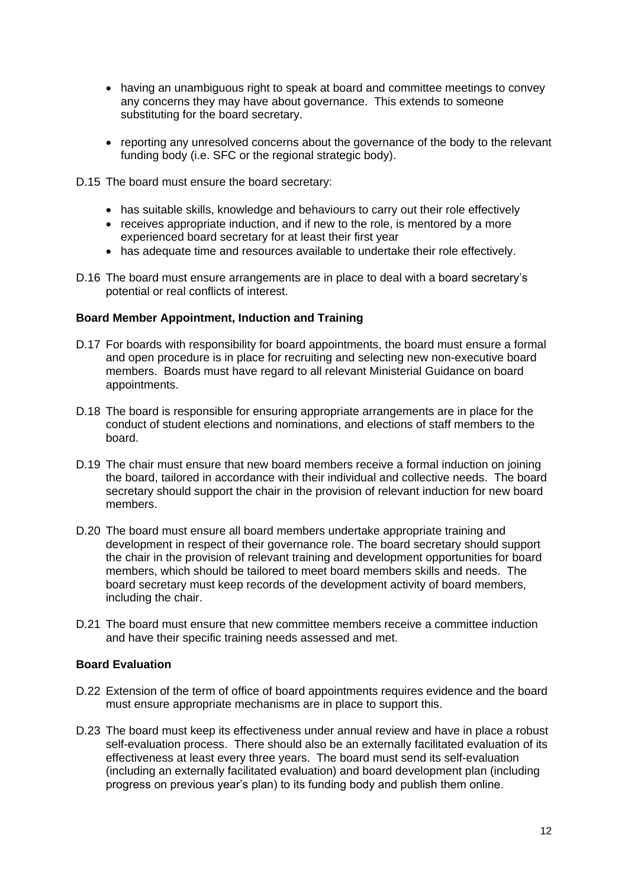- having an unambiguous right to speak at board and committee meetings to convey any concerns they may have about governance. This extends to someone substituting for the board secretary.
- reporting any unresolved concerns about the governance of the body to the relevant funding body (i.e. SFC or the regional strategic body).

D.15 The board must ensure the board secretary:

- has suitable skills, knowledge and behaviours to carry out their role effectively
- receives appropriate induction, and if new to the role, is mentored by a more experienced board secretary for at least their first year
- has adequate time and resources available to undertake their role effectively.

D.16 The board must ensure arrangements are in place to deal with a board secretary's potential or real conflicts of interest.

**Board Member Appointment, Induction and Training**

D.17 For boards with responsibility for board appointments, the board must ensure a formal and open procedure is in place for recruiting and selecting new non-executive board members. Boards must have regard to all relevant Ministerial Guidance on board appointments.

D.18 The board is responsible for ensuring appropriate arrangements are in place for the conduct of student elections and nominations, and elections of staff members to the board.

D.19 The chair must ensure that new board members receive a formal induction on joining the board, tailored in accordance with their individual and collective needs. The board secretary should support the chair in the provision of relevant induction for new board members.

D.20 The board must ensure all board members undertake appropriate training and development in respect of their governance role. The board secretary should support the chair in the provision of relevant training and development opportunities for board members, which should be tailored to meet board members skills and needs. The board secretary must keep records of the development activity of board members, including the chair.

D.21 The board must ensure that new committee members receive a committee induction and have their specific training needs assessed and met.

**Board Evaluation**

D.22 Extension of the term of office of board appointments requires evidence and the board must ensure appropriate mechanisms are in place to support this.

D.23 The board must keep its effectiveness under annual review and have in place a robust self-evaluation process. There should also be an externally facilitated evaluation of its effectiveness at least every three years. The board must send its self-evaluation (including an externally facilitated evaluation) and board development plan (including progress on previous year's plan) to its funding body and publish them online.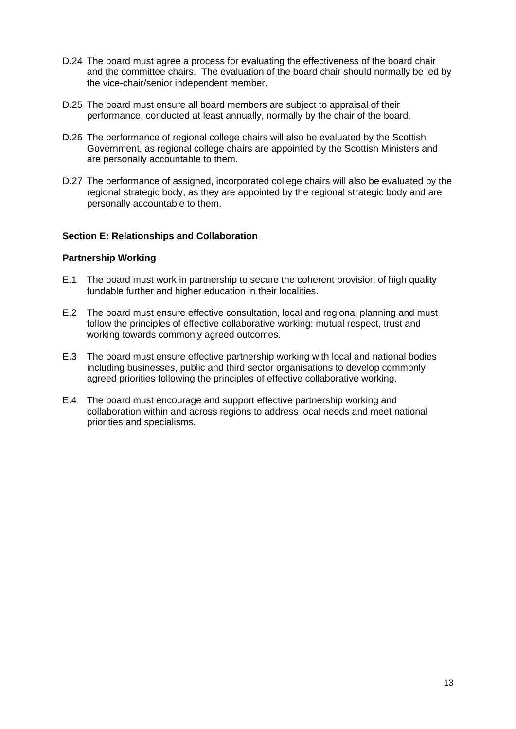D.24 The board must agree a process for evaluating the effectiveness of the board chair and the committee chairs. The evaluation of the board chair should normally be led by the vice-chair/senior independent member.

D.25 The board must ensure all board members are subject to appraisal of their performance, conducted at least annually, normally by the chair of the board.

D.26 The performance of regional college chairs will also be evaluated by the Scottish Government, as regional college chairs are appointed by the Scottish Ministers and are personally accountable to them.

D.27 The performance of assigned, incorporated college chairs will also be evaluated by the regional strategic body, as they are appointed by the regional strategic body and are personally accountable to them.

**Section E: Relationships and Collaboration**

**Partnership Working**

E.1 The board must work in partnership to secure the coherent provision of high quality fundable further and higher education in their localities.

E.2 The board must ensure effective consultation, local and regional planning and must follow the principles of effective collaborative working: mutual respect, trust and working towards commonly agreed outcomes.

E.3 The board must ensure effective partnership working with local and national bodies including businesses, public and third sector organisations to develop commonly agreed priorities following the principles of effective collaborative working.

E.4 The board must encourage and support effective partnership working and collaboration within and across regions to address local needs and meet national priorities and specialisms.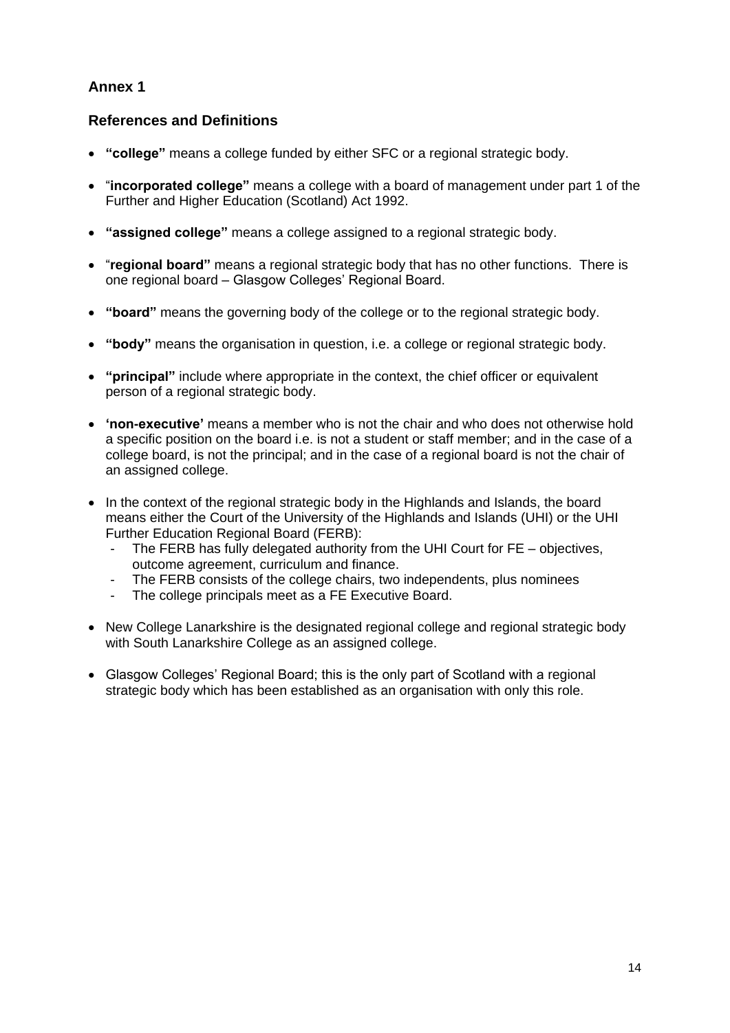## Annex 1

### References and Definitions

- **"college"** means a college funded by either SFC or a regional strategic body.
- "**incorporated college"** means a college with a board of management under part 1 of the Further and Higher Education (Scotland) Act 1992.
- **"assigned college"** means a college assigned to a regional strategic body.
- "**regional board"** means a regional strategic body that has no other functions. There is one regional board – Glasgow Colleges' Regional Board.
- **"board"** means the governing body of the college or to the regional strategic body.
- **"body"** means the organisation in question, i.e. a college or regional strategic body.
- **"principal"** include where appropriate in the context, the chief officer or equivalent person of a regional strategic body.
- **'non-executive'** means a member who is not the chair and who does not otherwise hold a specific position on the board i.e. is not a student or staff member; and in the case of a college board, is not the principal; and in the case of a regional board is not the chair of an assigned college.
- In the context of the regional strategic body in the Highlands and Islands, the board means either the Court of the University of the Highlands and Islands (UHI) or the UHI Further Education Regional Board (FERB):
  - The FERB has fully delegated authority from the UHI Court for FE – objectives, outcome agreement, curriculum and finance.
  - The FERB consists of the college chairs, two independents, plus nominees
  - The college principals meet as a FE Executive Board.
- New College Lanarkshire is the designated regional college and regional strategic body with South Lanarkshire College as an assigned college.
- Glasgow Colleges' Regional Board; this is the only part of Scotland with a regional strategic body which has been established as an organisation with only this role.